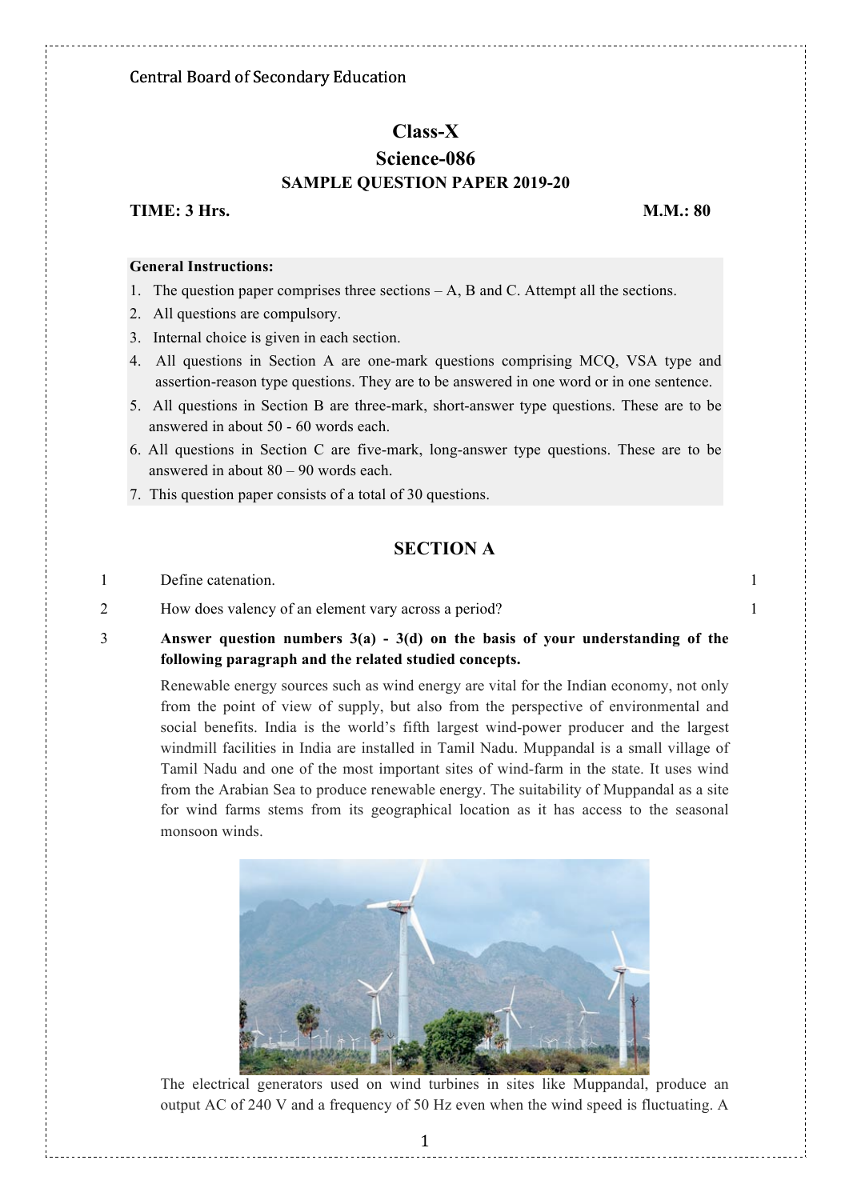Central Board of Secondary Education

# Class-X

# Science-086

## SAMPLE QUESTION PAPER 2019-20

**TIME: 3 Hrs.** **M.M.: 80**

**General Instructions:**

1. The question paper comprises three sections – A, B and C. Attempt all the sections.
2. All questions are compulsory.
3. Internal choice is given in each section.
4. All questions in Section A are one-mark questions comprising MCQ, VSA type and assertion-reason type questions. They are to be answered in one word or in one sentence.
5. All questions in Section B are three-mark, short-answer type questions. These are to be answered in about 50 - 60 words each.
6. All questions in Section C are five-mark, long-answer type questions. These are to be answered in about 80 – 90 words each.
7. This question paper consists of a total of 30 questions.

## SECTION A

1 Define catenation. 1

2 How does valency of an element vary across a period? 1

3 **Answer question numbers 3(a) - 3(d) on the basis of your understanding of the following paragraph and the related studied concepts.**

Renewable energy sources such as wind energy are vital for the Indian economy, not only from the point of view of supply, but also from the perspective of environmental and social benefits. India is the world's fifth largest wind-power producer and the largest windmill facilities in India are installed in Tamil Nadu. Muppandal is a small village of Tamil Nadu and one of the most important sites of wind-farm in the state. It uses wind from the Arabian Sea to produce renewable energy. The suitability of Muppandal as a site for wind farms stems from its geographical location as it has access to the seasonal monsoon winds.

The electrical generators used on wind turbines in sites like Muppandal, produce an output AC of 240 V and a frequency of 50 Hz even when the wind speed is fluctuating. A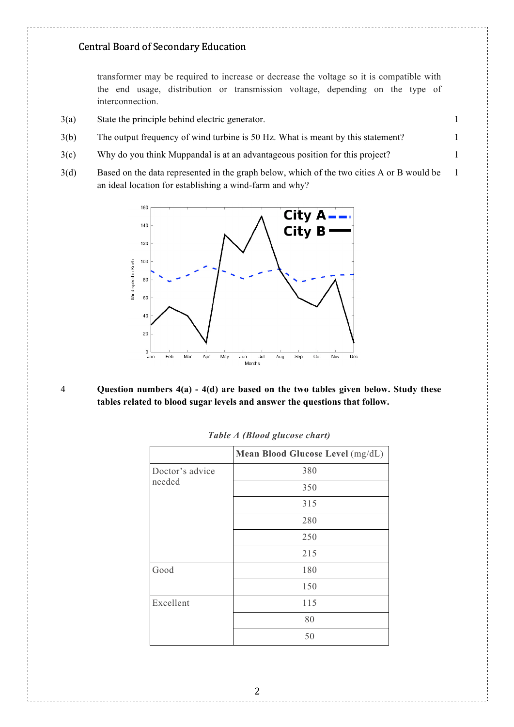transformer may be required to increase or decrease the voltage so it is compatible with the end usage, distribution or transmission voltage, depending on the type of interconnection.

| | | |
|---|---|---|
| 3(a) | State the principle behind electric generator. | 1 |
| 3(b) | The output frequency of wind turbine is 50 Hz. What is meant by this statement? | 1 |
| 3(c) | Why do you think Muppandal is at an advantageous position for this project? | 1 |
| 3(d) | Based on the data represented in the graph below, which of the two cities A or B would be an ideal location for establishing a wind-farm and why? | 1 |

4 **Question numbers 4(a) - 4(d) are based on the two tables given below. Study these tables related to blood sugar levels and answer the questions that follow.**

*Table A (Blood glucose chart)*

| | **Mean Blood Glucose Level** (mg/dL) |
|---|---|
| Doctor's advice needed | 380 |
| | 350 |
| | 315 |
| | 280 |
| | 250 |
| | 215 |
| Good | 180 |
| | 150 |
| Excellent | 115 |
| | 80 |
| | 50 |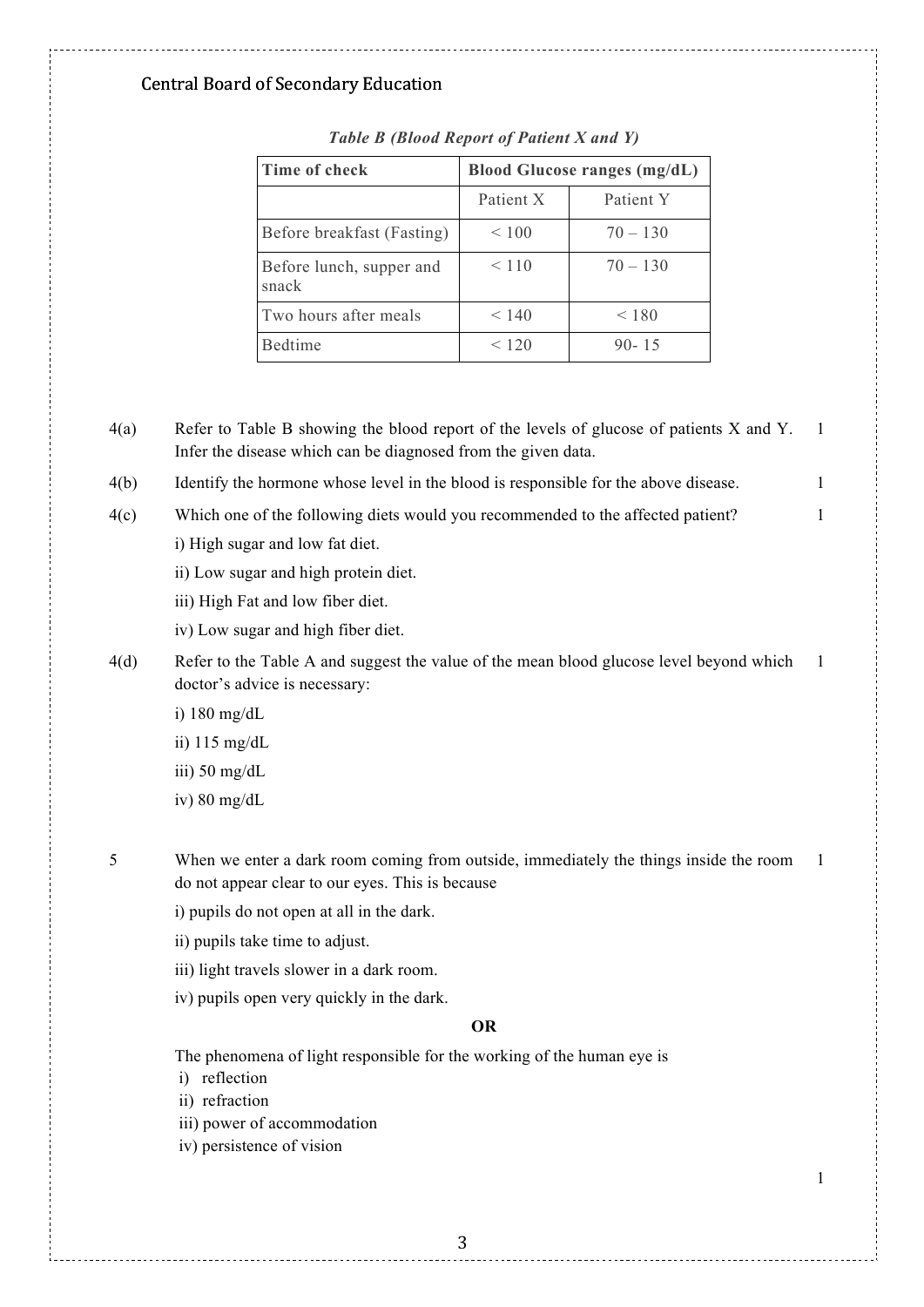*Table B (Blood Report of Patient X and Y)*

| Time of check | Blood Glucose ranges (mg/dL) | |
|---|---|---|
| | Patient X | Patient Y |
| Before breakfast (Fasting) | < 100 | 70 – 130 |
| Before lunch, supper and snack | < 110 | 70 – 130 |
| Two hours after meals | < 140 | < 180 |
| Bedtime | < 120 | 90- 15 |

4(a) Refer to Table B showing the blood report of the levels of glucose of patients X and Y. Infer the disease which can be diagnosed from the given data. 1

4(b) Identify the hormone whose level in the blood is responsible for the above disease. 1

4(c) Which one of the following diets would you recommended to the affected patient? 1

i) High sugar and low fat diet.

ii) Low sugar and high protein diet.

iii) High Fat and low fiber diet.

iv) Low sugar and high fiber diet.

4(d) Refer to the Table A and suggest the value of the mean blood glucose level beyond which doctor's advice is necessary: 1

i) 180 mg/dL

ii) 115 mg/dL

iii) 50 mg/dL

iv) 80 mg/dL

5 When we enter a dark room coming from outside, immediately the things inside the room do not appear clear to our eyes. This is because 1

i) pupils do not open at all in the dark.

ii) pupils take time to adjust.

iii) light travels slower in a dark room.

iv) pupils open very quickly in the dark.

**OR**

The phenomena of light responsible for the working of the human eye is

i) reflection

ii) refraction

iii) power of accommodation

iv) persistence of vision

1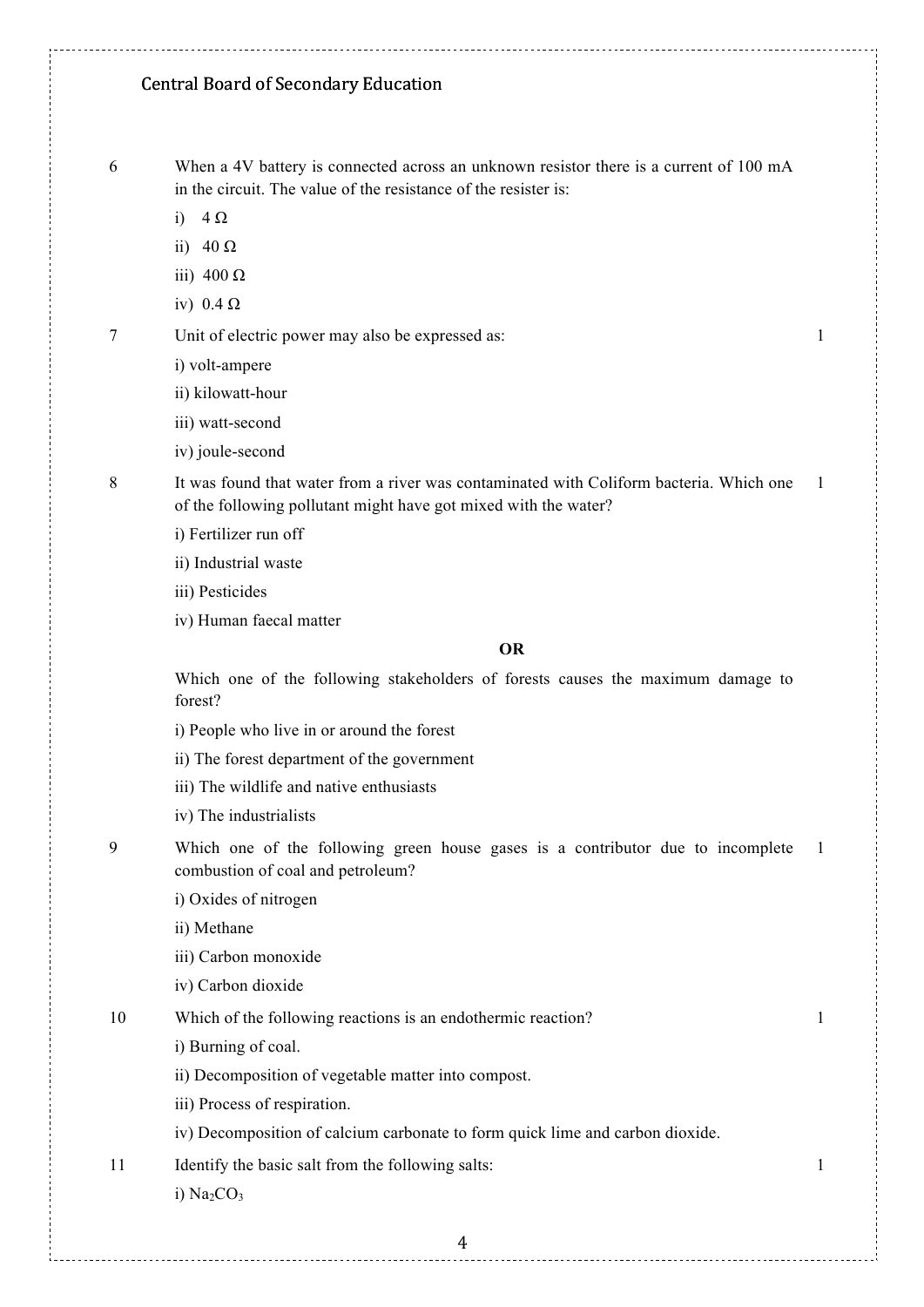6 When a 4V battery is connected across an unknown resistor there is a current of 100 mA in the circuit. The value of the resistance of the resister is:

i) 4 Ω

ii) 40 Ω

iii) 400 Ω

iv) 0.4 Ω

7 Unit of electric power may also be expressed as: 1

i) volt-ampere

ii) kilowatt-hour

iii) watt-second

iv) joule-second

8 It was found that water from a river was contaminated with Coliform bacteria. Which one of the following pollutant might have got mixed with the water? 1

i) Fertilizer run off

ii) Industrial waste

iii) Pesticides

iv) Human faecal matter

**OR**

Which one of the following stakeholders of forests causes the maximum damage to forest?

i) People who live in or around the forest

ii) The forest department of the government

iii) The wildlife and native enthusiasts

iv) The industrialists

9 Which one of the following green house gases is a contributor due to incomplete combustion of coal and petroleum? 1

i) Oxides of nitrogen

ii) Methane

iii) Carbon monoxide

iv) Carbon dioxide

10 Which of the following reactions is an endothermic reaction? 1

i) Burning of coal.

ii) Decomposition of vegetable matter into compost.

iii) Process of respiration.

iv) Decomposition of calcium carbonate to form quick lime and carbon dioxide.

11 Identify the basic salt from the following salts: 1

i) $Na_2CO_3$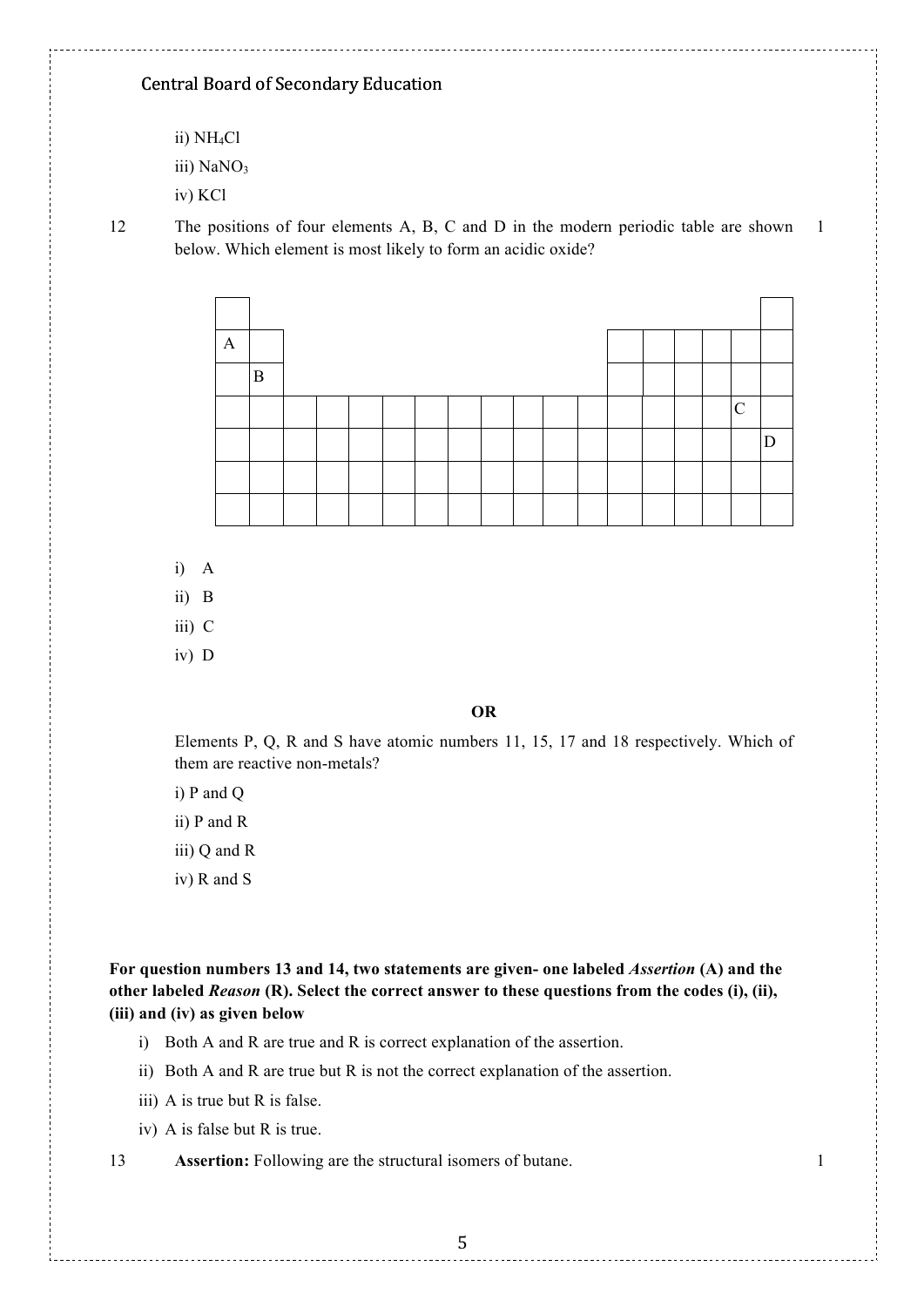ii) $NH_4Cl$

iii) $NaNO_3$

iv) $KCl$

12 The positions of four elements A, B, C and D in the modern periodic table are shown below. Which element is most likely to form an acidic oxide? 1

| | | | | | | | | | | | | | | | | | |
|---|---|---|---|---|---|---|---|---|---|---|---|---|---|---|---|---|---|
| A | | | | | | | | | | | | | | | | | |
| | B | | | | | | | | | | | | | | | | |
| | | | | | | | | | | | | | | | | C | |
| | | | | | | | | | | | | | | | | | D |
| | | | | | | | | | | | | | | | | | |
| | | | | | | | | | | | | | | | | | |

i) A

ii) B

iii) C

iv) D

**OR**

Elements P, Q, R and S have atomic numbers 11, 15, 17 and 18 respectively. Which of them are reactive non-metals?

i) P and Q

ii) P and R

iii) Q and R

iv) R and S

**For question numbers 13 and 14, two statements are given- one labeled *Assertion* (A) and the other labeled *Reason* (R). Select the correct answer to these questions from the codes (i), (ii), (iii) and (iv) as given below**

i) Both A and R are true and R is correct explanation of the assertion.

ii) Both A and R are true but R is not the correct explanation of the assertion.

iii) A is true but R is false.

iv) A is false but R is true.

13 **Assertion:** Following are the structural isomers of butane. 1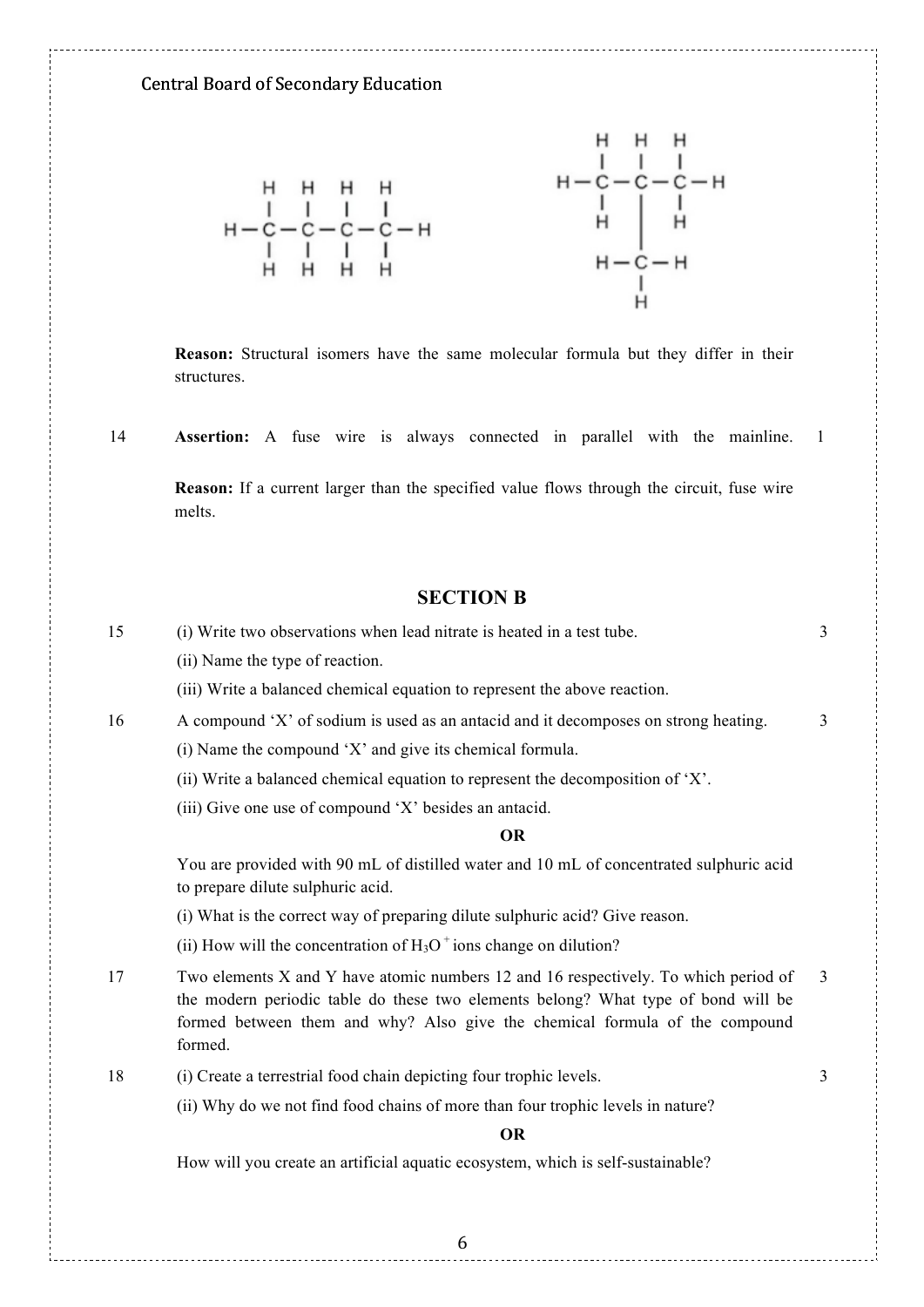```
    H   H   H   H
    |   |   |   |
H — C — C — C — C — H
    |   |   |   |
    H   H   H   H
```

```
    H   H   H
    |   |   |
H — C — C — C — H
    |   |   |
    H   |   H
        |
    H — C — H
        |
        H
```

**Reason:** Structural isomers have the same molecular formula but they differ in their structures.

14 **Assertion:** A fuse wire is always connected in parallel with the mainline. 1

**Reason:** If a current larger than the specified value flows through the circuit, fuse wire melts.

## SECTION B

15 (i) Write two observations when lead nitrate is heated in a test tube. 3

(ii) Name the type of reaction.

(iii) Write a balanced chemical equation to represent the above reaction.

16 A compound 'X' of sodium is used as an antacid and it decomposes on strong heating. 3

(i) Name the compound 'X' and give its chemical formula.

(ii) Write a balanced chemical equation to represent the decomposition of 'X'.

(iii) Give one use of compound 'X' besides an antacid.

**OR**

You are provided with 90 mL of distilled water and 10 mL of concentrated sulphuric acid to prepare dilute sulphuric acid.

(i) What is the correct way of preparing dilute sulphuric acid? Give reason.

(ii) How will the concentration of $H_3O^+$ ions change on dilution?

17 Two elements X and Y have atomic numbers 12 and 16 respectively. To which period of the modern periodic table do these two elements belong? What type of bond will be formed between them and why? Also give the chemical formula of the compound formed. 3

18 (i) Create a terrestrial food chain depicting four trophic levels. 3

(ii) Why do we not find food chains of more than four trophic levels in nature?

**OR**

How will you create an artificial aquatic ecosystem, which is self-sustainable?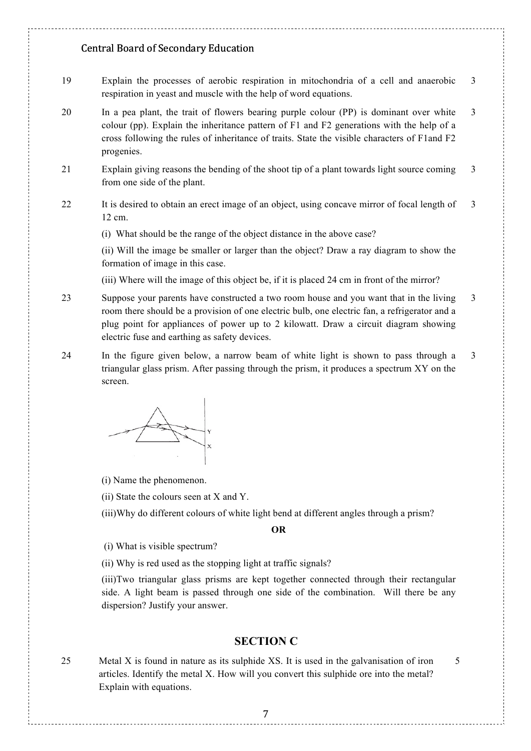19 Explain the processes of aerobic respiration in mitochondria of a cell and anaerobic respiration in yeast and muscle with the help of word equations. 3

20 In a pea plant, the trait of flowers bearing purple colour (PP) is dominant over white colour (pp). Explain the inheritance pattern of F1 and F2 generations with the help of a cross following the rules of inheritance of traits. State the visible characters of F1and F2 progenies. 3

21 Explain giving reasons the bending of the shoot tip of a plant towards light source coming from one side of the plant. 3

22 It is desired to obtain an erect image of an object, using concave mirror of focal length of 12 cm. 3

(i) What should be the range of the object distance in the above case?

(ii) Will the image be smaller or larger than the object? Draw a ray diagram to show the formation of image in this case.

(iii) Where will the image of this object be, if it is placed 24 cm in front of the mirror?

23 Suppose your parents have constructed a two room house and you want that in the living room there should be a provision of one electric bulb, one electric fan, a refrigerator and a plug point for appliances of power up to 2 kilowatt. Draw a circuit diagram showing electric fuse and earthing as safety devices. 3

24 In the figure given below, a narrow beam of white light is shown to pass through a triangular glass prism. After passing through the prism, it produces a spectrum XY on the screen. 3

(i) Name the phenomenon.

(ii) State the colours seen at X and Y.

(iii)Why do different colours of white light bend at different angles through a prism?

**OR**

(i) What is visible spectrum?

(ii) Why is red used as the stopping light at traffic signals?

(iii)Two triangular glass prisms are kept together connected through their rectangular side. A light beam is passed through one side of the combination. Will there be any dispersion? Justify your answer.

## SECTION C

25 Metal X is found in nature as its sulphide XS. It is used in the galvanisation of iron articles. Identify the metal X. How will you convert this sulphide ore into the metal? Explain with equations. 5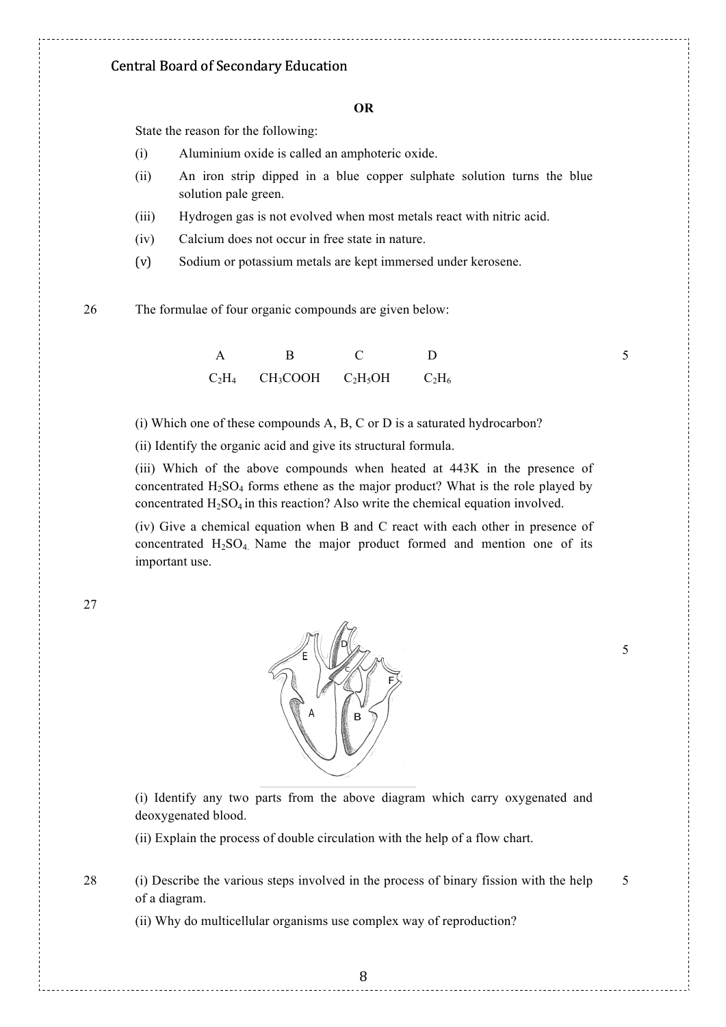**OR**

State the reason for the following:

(i) Aluminium oxide is called an amphoteric oxide.

(ii) An iron strip dipped in a blue copper sulphate solution turns the blue solution pale green.

(iii) Hydrogen gas is not evolved when most metals react with nitric acid.

(iv) Calcium does not occur in free state in nature.

(v) Sodium or potassium metals are kept immersed under kerosene.

26 The formulae of four organic compounds are given below: 5

| A | B | C | D |
|---|---|---|---|
| $C_2H_4$ | $CH_3COOH$ | $C_2H_5OH$ | $C_2H_6$ |

(i) Which one of these compounds A, B, C or D is a saturated hydrocarbon?

(ii) Identify the organic acid and give its structural formula.

(iii) Which of the above compounds when heated at 443K in the presence of concentrated $H_2SO_4$ forms ethene as the major product? What is the role played by concentrated $H_2SO_4$ in this reaction? Also write the chemical equation involved.

(iv) Give a chemical equation when B and C react with each other in presence of concentrated $H_2SO_4$. Name the major product formed and mention one of its important use.

27 5

(i) Identify any two parts from the above diagram which carry oxygenated and deoxygenated blood.

(ii) Explain the process of double circulation with the help of a flow chart.

28 (i) Describe the various steps involved in the process of binary fission with the help of a diagram. 5

(ii) Why do multicellular organisms use complex way of reproduction?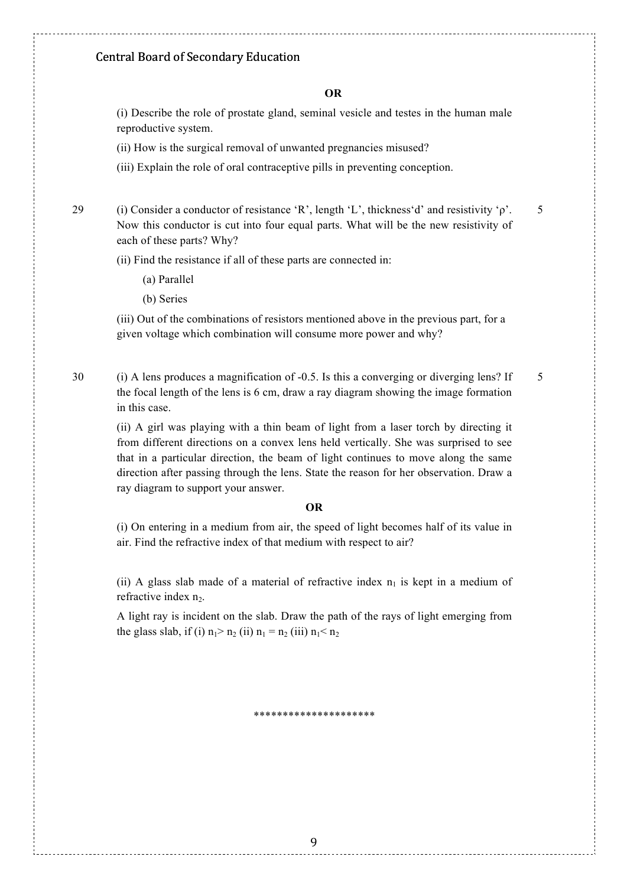**OR**

(i) Describe the role of prostate gland, seminal vesicle and testes in the human male reproductive system.

(ii) How is the surgical removal of unwanted pregnancies misused?

(iii) Explain the role of oral contraceptive pills in preventing conception.

29 (i) Consider a conductor of resistance 'R', length 'L', thickness'd' and resistivity 'ρ'. Now this conductor is cut into four equal parts. What will be the new resistivity of each of these parts? Why? — 5

(ii) Find the resistance if all of these parts are connected in:

(a) Parallel

(b) Series

(iii) Out of the combinations of resistors mentioned above in the previous part, for a given voltage which combination will consume more power and why?

30 (i) A lens produces a magnification of -0.5. Is this a converging or diverging lens? If the focal length of the lens is 6 cm, draw a ray diagram showing the image formation in this case. — 5

(ii) A girl was playing with a thin beam of light from a laser torch by directing it from different directions on a convex lens held vertically. She was surprised to see that in a particular direction, the beam of light continues to move along the same direction after passing through the lens. State the reason for her observation. Draw a ray diagram to support your answer.

**OR**

(i) On entering in a medium from air, the speed of light becomes half of its value in air. Find the refractive index of that medium with respect to air?

(ii) A glass slab made of a material of refractive index $n_1$ is kept in a medium of refractive index $n_2$.

A light ray is incident on the slab. Draw the path of the rays of light emerging from the glass slab, if (i) $n_1 > n_2$ (ii) $n_1 = n_2$ (iii) $n_1 < n_2$

*********************